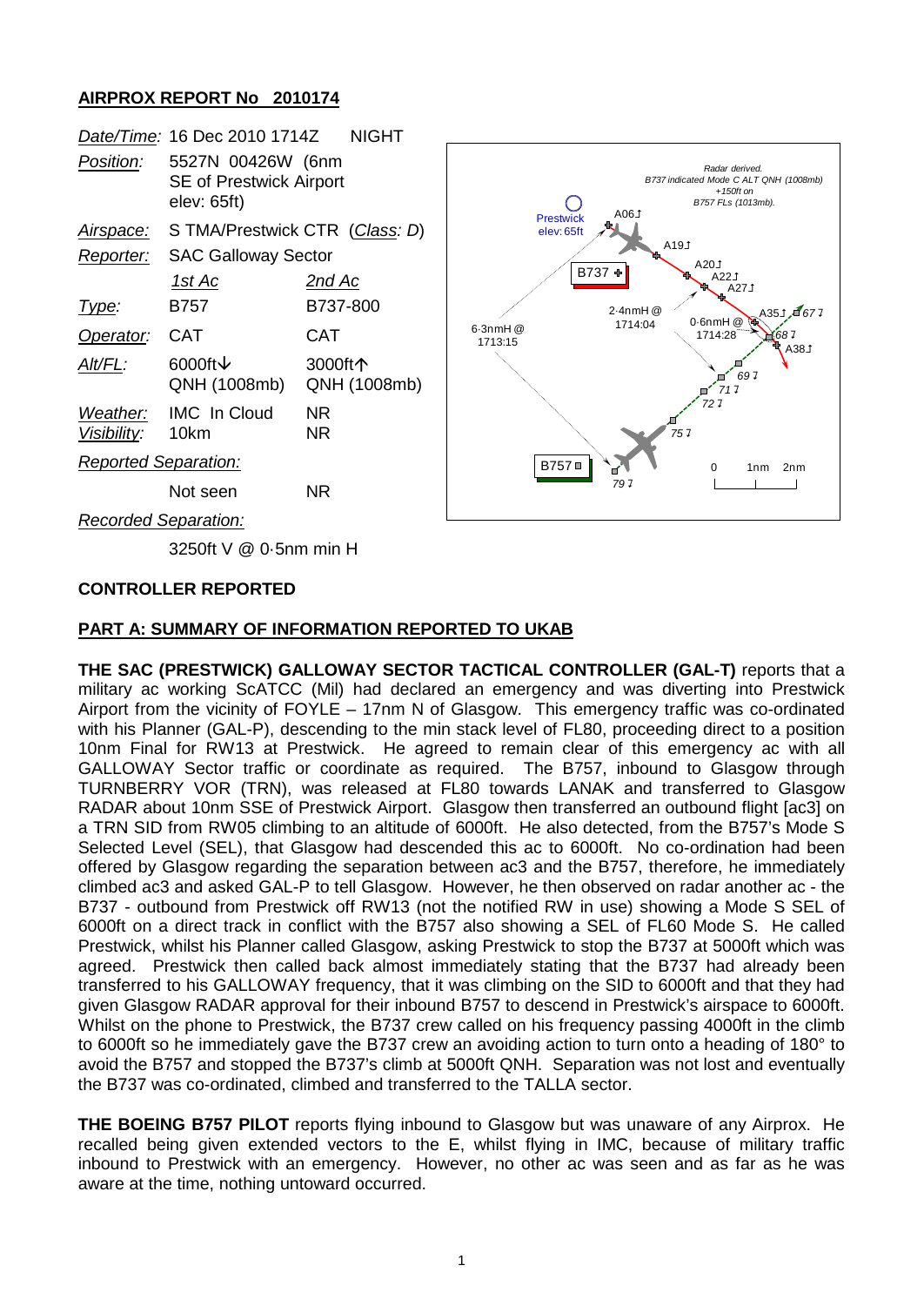# AIRPROX REPORT No 2010174

| | | |
|---|---|---|
| *Date/Time:* | 16 Dec 2010 1714Z | NIGHT |
| *Position:* | 5527N 00426W (6nm SE of Prestwick Airport elev: 65ft) | |
| *Airspace:* | S TMA/Prestwick CTR (*Class: D*) | |
| *Reporter:* | SAC Galloway Sector | |
| | *1st Ac* | *2nd Ac* |
| *Type:* | B757 | B737-800 |
| *Operator:* | CAT | CAT |
| *Alt/FL:* | 6000ft↓ QNH (1008mb) | 3000ft↑ QNH (1008mb) |
| *Weather:* | IMC In Cloud | NR |
| *Visibility:* | 10km | NR |
| *Reported Separation:* | | |
| | Not seen | NR |
| *Recorded Separation:* | | |
| | 3250ft V @ 0·5nm min H | |

## CONTROLLER REPORTED

## PART A: SUMMARY OF INFORMATION REPORTED TO UKAB

**THE SAC (PRESTWICK) GALLOWAY SECTOR TACTICAL CONTROLLER (GAL-T)** reports that a military ac working ScATCC (Mil) had declared an emergency and was diverting into Prestwick Airport from the vicinity of FOYLE – 17nm N of Glasgow. This emergency traffic was co-ordinated with his Planner (GAL-P), descending to the min stack level of FL80, proceeding direct to a position 10nm Final for RW13 at Prestwick. He agreed to remain clear of this emergency ac with all GALLOWAY Sector traffic or coordinate as required. The B757, inbound to Glasgow through TURNBERRY VOR (TRN), was released at FL80 towards LANAK and transferred to Glasgow RADAR about 10nm SSE of Prestwick Airport. Glasgow then transferred an outbound flight [ac3] on a TRN SID from RW05 climbing to an altitude of 6000ft. He also detected, from the B757's Mode S Selected Level (SEL), that Glasgow had descended this ac to 6000ft. No co-ordination had been offered by Glasgow regarding the separation between ac3 and the B757, therefore, he immediately climbed ac3 and asked GAL-P to tell Glasgow. However, he then observed on radar another ac - the B737 - outbound from Prestwick off RW13 (not the notified RW in use) showing a Mode S SEL of 6000ft on a direct track in conflict with the B757 also showing a SEL of FL60 Mode S. He called Prestwick, whilst his Planner called Glasgow, asking Prestwick to stop the B737 at 5000ft which was agreed. Prestwick then called back almost immediately stating that the B737 had already been transferred to his GALLOWAY frequency, that it was climbing on the SID to 6000ft and that they had given Glasgow RADAR approval for their inbound B757 to descend in Prestwick's airspace to 6000ft. Whilst on the phone to Prestwick, the B737 crew called on his frequency passing 4000ft in the climb to 6000ft so he immediately gave the B737 crew an avoiding action to turn onto a heading of 180° to avoid the B757 and stopped the B737's climb at 5000ft QNH. Separation was not lost and eventually the B737 was co-ordinated, climbed and transferred to the TALLA sector.

**THE BOEING B757 PILOT** reports flying inbound to Glasgow but was unaware of any Airprox. He recalled being given extended vectors to the E, whilst flying in IMC, because of military traffic inbound to Prestwick with an emergency. However, no other ac was seen and as far as he was aware at the time, nothing untoward occurred.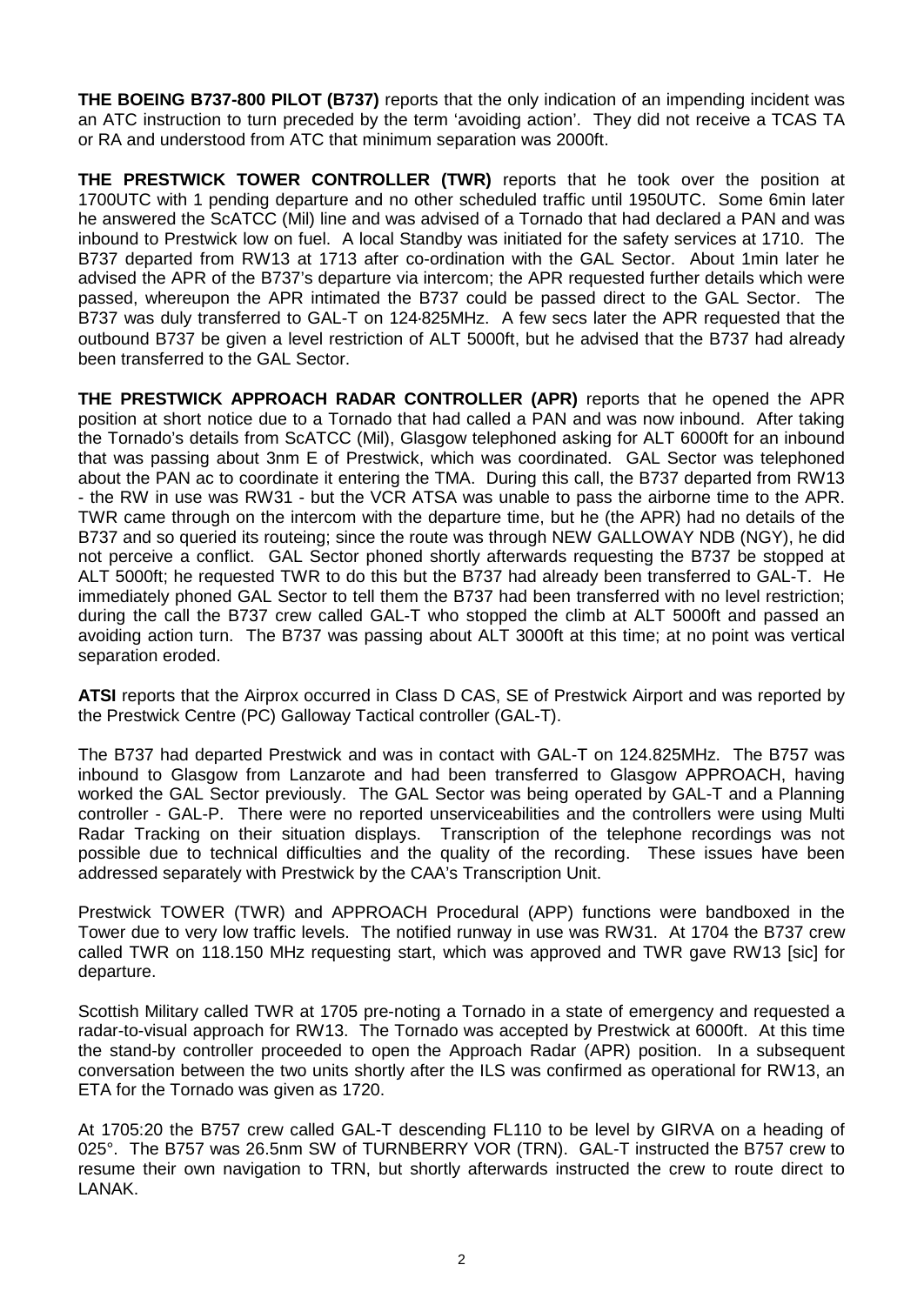**THE BOEING B737-800 PILOT (B737)** reports that the only indication of an impending incident was an ATC instruction to turn preceded by the term 'avoiding action'. They did not receive a TCAS TA or RA and understood from ATC that minimum separation was 2000ft.

**THE PRESTWICK TOWER CONTROLLER (TWR)** reports that he took over the position at 1700UTC with 1 pending departure and no other scheduled traffic until 1950UTC. Some 6min later he answered the ScATCC (Mil) line and was advised of a Tornado that had declared a PAN and was inbound to Prestwick low on fuel. A local Standby was initiated for the safety services at 1710. The B737 departed from RW13 at 1713 after co-ordination with the GAL Sector. About 1min later he advised the APR of the B737's departure via intercom; the APR requested further details which were passed, whereupon the APR intimated the B737 could be passed direct to the GAL Sector. The B737 was duly transferred to GAL-T on 124·825MHz. A few secs later the APR requested that the outbound B737 be given a level restriction of ALT 5000ft, but he advised that the B737 had already been transferred to the GAL Sector.

**THE PRESTWICK APPROACH RADAR CONTROLLER (APR)** reports that he opened the APR position at short notice due to a Tornado that had called a PAN and was now inbound. After taking the Tornado's details from ScATCC (Mil), Glasgow telephoned asking for ALT 6000ft for an inbound that was passing about 3nm E of Prestwick, which was coordinated. GAL Sector was telephoned about the PAN ac to coordinate it entering the TMA. During this call, the B737 departed from RW13 - the RW in use was RW31 - but the VCR ATSA was unable to pass the airborne time to the APR. TWR came through on the intercom with the departure time, but he (the APR) had no details of the B737 and so queried its routeing; since the route was through NEW GALLOWAY NDB (NGY), he did not perceive a conflict. GAL Sector phoned shortly afterwards requesting the B737 be stopped at ALT 5000ft; he requested TWR to do this but the B737 had already been transferred to GAL-T. He immediately phoned GAL Sector to tell them the B737 had been transferred with no level restriction; during the call the B737 crew called GAL-T who stopped the climb at ALT 5000ft and passed an avoiding action turn. The B737 was passing about ALT 3000ft at this time; at no point was vertical separation eroded.

**ATSI** reports that the Airprox occurred in Class D CAS, SE of Prestwick Airport and was reported by the Prestwick Centre (PC) Galloway Tactical controller (GAL-T).

The B737 had departed Prestwick and was in contact with GAL-T on 124.825MHz. The B757 was inbound to Glasgow from Lanzarote and had been transferred to Glasgow APPROACH, having worked the GAL Sector previously. The GAL Sector was being operated by GAL-T and a Planning controller - GAL-P. There were no reported unserviceabilities and the controllers were using Multi Radar Tracking on their situation displays. Transcription of the telephone recordings was not possible due to technical difficulties and the quality of the recording. These issues have been addressed separately with Prestwick by the CAA's Transcription Unit.

Prestwick TOWER (TWR) and APPROACH Procedural (APP) functions were bandboxed in the Tower due to very low traffic levels. The notified runway in use was RW31. At 1704 the B737 crew called TWR on 118.150 MHz requesting start, which was approved and TWR gave RW13 [sic] for departure.

Scottish Military called TWR at 1705 pre-noting a Tornado in a state of emergency and requested a radar-to-visual approach for RW13. The Tornado was accepted by Prestwick at 6000ft. At this time the stand-by controller proceeded to open the Approach Radar (APR) position. In a subsequent conversation between the two units shortly after the ILS was confirmed as operational for RW13, an ETA for the Tornado was given as 1720.

At 1705:20 the B757 crew called GAL-T descending FL110 to be level by GIRVA on a heading of 025°. The B757 was 26.5nm SW of TURNBERRY VOR (TRN). GAL-T instructed the B757 crew to resume their own navigation to TRN, but shortly afterwards instructed the crew to route direct to LANAK.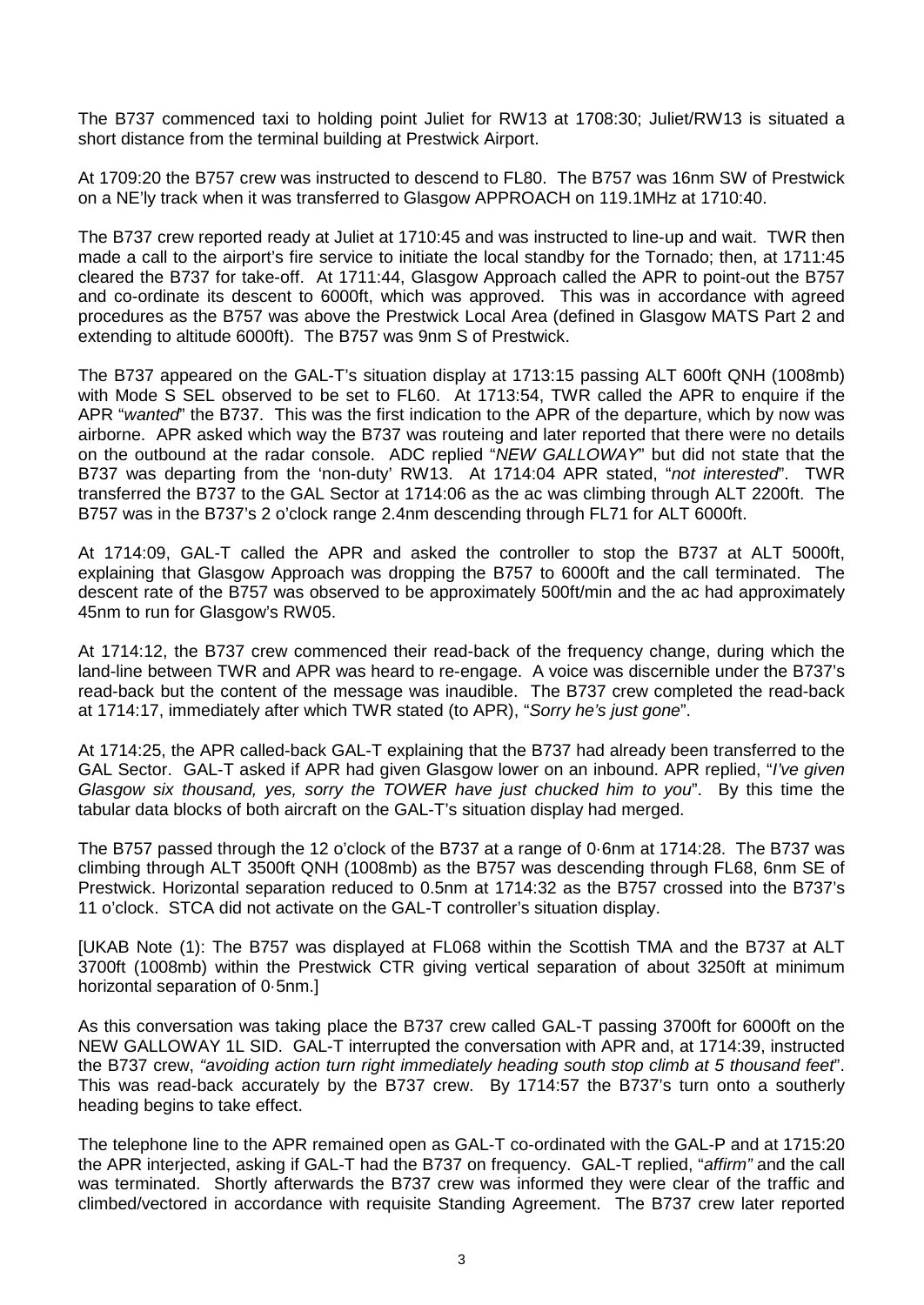The B737 commenced taxi to holding point Juliet for RW13 at 1708:30; Juliet/RW13 is situated a short distance from the terminal building at Prestwick Airport.

At 1709:20 the B757 crew was instructed to descend to FL80. The B757 was 16nm SW of Prestwick on a NE'ly track when it was transferred to Glasgow APPROACH on 119.1MHz at 1710:40.

The B737 crew reported ready at Juliet at 1710:45 and was instructed to line-up and wait. TWR then made a call to the airport's fire service to initiate the local standby for the Tornado; then, at 1711:45 cleared the B737 for take-off. At 1711:44, Glasgow Approach called the APR to point-out the B757 and co-ordinate its descent to 6000ft, which was approved. This was in accordance with agreed procedures as the B757 was above the Prestwick Local Area (defined in Glasgow MATS Part 2 and extending to altitude 6000ft). The B757 was 9nm S of Prestwick.

The B737 appeared on the GAL-T's situation display at 1713:15 passing ALT 600ft QNH (1008mb) with Mode S SEL observed to be set to FL60. At 1713:54, TWR called the APR to enquire if the APR "*wanted*" the B737. This was the first indication to the APR of the departure, which by now was airborne. APR asked which way the B737 was routeing and later reported that there were no details on the outbound at the radar console. ADC replied "*NEW GALLOWAY*" but did not state that the B737 was departing from the 'non-duty' RW13. At 1714:04 APR stated, "*not interested*". TWR transferred the B737 to the GAL Sector at 1714:06 as the ac was climbing through ALT 2200ft. The B757 was in the B737's 2 o'clock range 2.4nm descending through FL71 for ALT 6000ft.

At 1714:09, GAL-T called the APR and asked the controller to stop the B737 at ALT 5000ft, explaining that Glasgow Approach was dropping the B757 to 6000ft and the call terminated. The descent rate of the B757 was observed to be approximately 500ft/min and the ac had approximately 45nm to run for Glasgow's RW05.

At 1714:12, the B737 crew commenced their read-back of the frequency change, during which the land-line between TWR and APR was heard to re-engage. A voice was discernible under the B737's read-back but the content of the message was inaudible. The B737 crew completed the read-back at 1714:17, immediately after which TWR stated (to APR), "*Sorry he's just gone*".

At 1714:25, the APR called-back GAL-T explaining that the B737 had already been transferred to the GAL Sector. GAL-T asked if APR had given Glasgow lower on an inbound. APR replied, "*I've given Glasgow six thousand, yes, sorry the TOWER have just chucked him to you*". By this time the tabular data blocks of both aircraft on the GAL-T's situation display had merged.

The B757 passed through the 12 o'clock of the B737 at a range of 0·6nm at 1714:28. The B737 was climbing through ALT 3500ft QNH (1008mb) as the B757 was descending through FL68, 6nm SE of Prestwick. Horizontal separation reduced to 0.5nm at 1714:32 as the B757 crossed into the B737's 11 o'clock. STCA did not activate on the GAL-T controller's situation display.

[UKAB Note (1): The B757 was displayed at FL068 within the Scottish TMA and the B737 at ALT 3700ft (1008mb) within the Prestwick CTR giving vertical separation of about 3250ft at minimum horizontal separation of 0·5nm.]

As this conversation was taking place the B737 crew called GAL-T passing 3700ft for 6000ft on the NEW GALLOWAY 1L SID. GAL-T interrupted the conversation with APR and, at 1714:39, instructed the B737 crew, *"avoiding action turn right immediately heading south stop climb at 5 thousand feet"*. This was read-back accurately by the B737 crew. By 1714:57 the B737's turn onto a southerly heading begins to take effect.

The telephone line to the APR remained open as GAL-T co-ordinated with the GAL-P and at 1715:20 the APR interjected, asking if GAL-T had the B737 on frequency. GAL-T replied, "*affirm"* and the call was terminated. Shortly afterwards the B737 crew was informed they were clear of the traffic and climbed/vectored in accordance with requisite Standing Agreement. The B737 crew later reported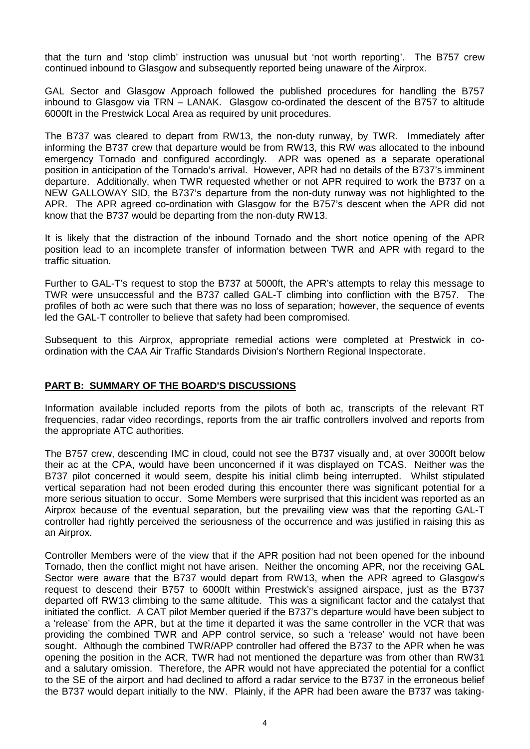that the turn and 'stop climb' instruction was unusual but 'not worth reporting'. The B757 crew continued inbound to Glasgow and subsequently reported being unaware of the Airprox.

GAL Sector and Glasgow Approach followed the published procedures for handling the B757 inbound to Glasgow via TRN – LANAK. Glasgow co-ordinated the descent of the B757 to altitude 6000ft in the Prestwick Local Area as required by unit procedures.

The B737 was cleared to depart from RW13, the non-duty runway, by TWR. Immediately after informing the B737 crew that departure would be from RW13, this RW was allocated to the inbound emergency Tornado and configured accordingly. APR was opened as a separate operational position in anticipation of the Tornado's arrival. However, APR had no details of the B737's imminent departure. Additionally, when TWR requested whether or not APR required to work the B737 on a NEW GALLOWAY SID, the B737's departure from the non-duty runway was not highlighted to the APR. The APR agreed co-ordination with Glasgow for the B757's descent when the APR did not know that the B737 would be departing from the non-duty RW13.

It is likely that the distraction of the inbound Tornado and the short notice opening of the APR position lead to an incomplete transfer of information between TWR and APR with regard to the traffic situation.

Further to GAL-T's request to stop the B737 at 5000ft, the APR's attempts to relay this message to TWR were unsuccessful and the B737 called GAL-T climbing into confliction with the B757. The profiles of both ac were such that there was no loss of separation; however, the sequence of events led the GAL-T controller to believe that safety had been compromised.

Subsequent to this Airprox, appropriate remedial actions were completed at Prestwick in co-ordination with the CAA Air Traffic Standards Division's Northern Regional Inspectorate.

## PART B: SUMMARY OF THE BOARD'S DISCUSSIONS

Information available included reports from the pilots of both ac, transcripts of the relevant RT frequencies, radar video recordings, reports from the air traffic controllers involved and reports from the appropriate ATC authorities.

The B757 crew, descending IMC in cloud, could not see the B737 visually and, at over 3000ft below their ac at the CPA, would have been unconcerned if it was displayed on TCAS. Neither was the B737 pilot concerned it would seem, despite his initial climb being interrupted. Whilst stipulated vertical separation had not been eroded during this encounter there was significant potential for a more serious situation to occur. Some Members were surprised that this incident was reported as an Airprox because of the eventual separation, but the prevailing view was that the reporting GAL-T controller had rightly perceived the seriousness of the occurrence and was justified in raising this as an Airprox.

Controller Members were of the view that if the APR position had not been opened for the inbound Tornado, then the conflict might not have arisen. Neither the oncoming APR, nor the receiving GAL Sector were aware that the B737 would depart from RW13, when the APR agreed to Glasgow's request to descend their B757 to 6000ft within Prestwick's assigned airspace, just as the B737 departed off RW13 climbing to the same altitude. This was a significant factor and the catalyst that initiated the conflict. A CAT pilot Member queried if the B737's departure would have been subject to a 'release' from the APR, but at the time it departed it was the same controller in the VCR that was providing the combined TWR and APP control service, so such a 'release' would not have been sought. Although the combined TWR/APP controller had offered the B737 to the APR when he was opening the position in the ACR, TWR had not mentioned the departure was from other than RW31 and a salutary omission. Therefore, the APR would not have appreciated the potential for a conflict to the SE of the airport and had declined to afford a radar service to the B737 in the erroneous belief the B737 would depart initially to the NW. Plainly, if the APR had been aware the B737 was taking-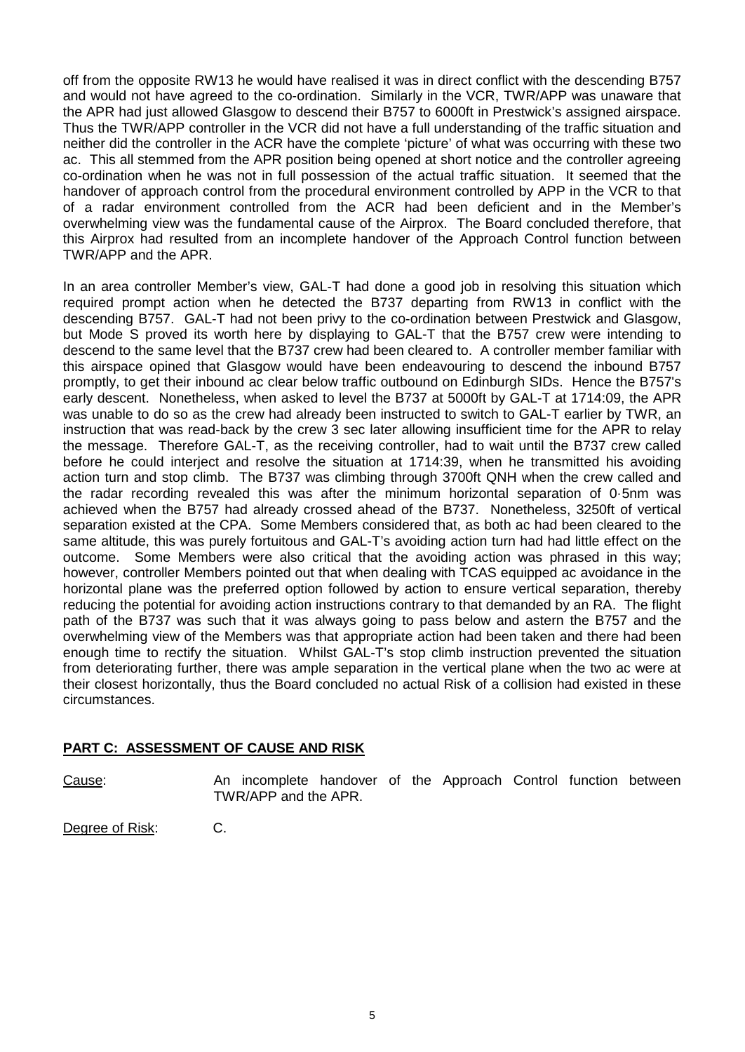off from the opposite RW13 he would have realised it was in direct conflict with the descending B757 and would not have agreed to the co-ordination. Similarly in the VCR, TWR/APP was unaware that the APR had just allowed Glasgow to descend their B757 to 6000ft in Prestwick's assigned airspace. Thus the TWR/APP controller in the VCR did not have a full understanding of the traffic situation and neither did the controller in the ACR have the complete 'picture' of what was occurring with these two ac. This all stemmed from the APR position being opened at short notice and the controller agreeing co-ordination when he was not in full possession of the actual traffic situation. It seemed that the handover of approach control from the procedural environment controlled by APP in the VCR to that of a radar environment controlled from the ACR had been deficient and in the Member's overwhelming view was the fundamental cause of the Airprox. The Board concluded therefore, that this Airprox had resulted from an incomplete handover of the Approach Control function between TWR/APP and the APR.

In an area controller Member's view, GAL-T had done a good job in resolving this situation which required prompt action when he detected the B737 departing from RW13 in conflict with the descending B757. GAL-T had not been privy to the co-ordination between Prestwick and Glasgow, but Mode S proved its worth here by displaying to GAL-T that the B757 crew were intending to descend to the same level that the B737 crew had been cleared to. A controller member familiar with this airspace opined that Glasgow would have been endeavouring to descend the inbound B757 promptly, to get their inbound ac clear below traffic outbound on Edinburgh SIDs. Hence the B757's early descent. Nonetheless, when asked to level the B737 at 5000ft by GAL-T at 1714:09, the APR was unable to do so as the crew had already been instructed to switch to GAL-T earlier by TWR, an instruction that was read-back by the crew 3 sec later allowing insufficient time for the APR to relay the message. Therefore GAL-T, as the receiving controller, had to wait until the B737 crew called before he could interject and resolve the situation at 1714:39, when he transmitted his avoiding action turn and stop climb. The B737 was climbing through 3700ft QNH when the crew called and the radar recording revealed this was after the minimum horizontal separation of 0·5nm was achieved when the B757 had already crossed ahead of the B737. Nonetheless, 3250ft of vertical separation existed at the CPA. Some Members considered that, as both ac had been cleared to the same altitude, this was purely fortuitous and GAL-T's avoiding action turn had had little effect on the outcome. Some Members were also critical that the avoiding action was phrased in this way; however, controller Members pointed out that when dealing with TCAS equipped ac avoidance in the horizontal plane was the preferred option followed by action to ensure vertical separation, thereby reducing the potential for avoiding action instructions contrary to that demanded by an RA. The flight path of the B737 was such that it was always going to pass below and astern the B757 and the overwhelming view of the Members was that appropriate action had been taken and there had been enough time to rectify the situation. Whilst GAL-T's stop climb instruction prevented the situation from deteriorating further, there was ample separation in the vertical plane when the two ac were at their closest horizontally, thus the Board concluded no actual Risk of a collision had existed in these circumstances.

## PART C: ASSESSMENT OF CAUSE AND RISK

Cause: An incomplete handover of the Approach Control function between TWR/APP and the APR.

Degree of Risk: C.